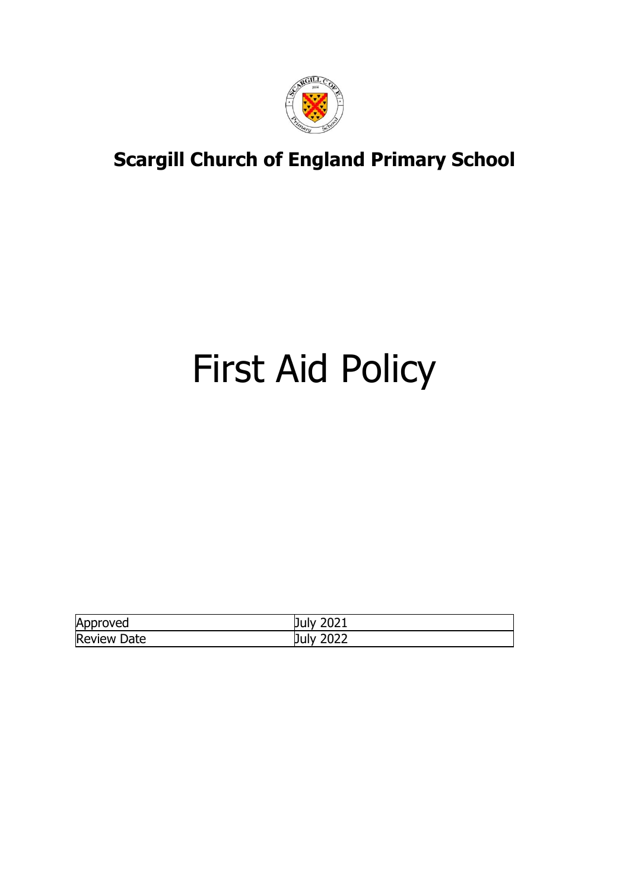# Scargill Church of England Primary School

# First Aid Policy

| Approved | July 2021 |
| --- | --- |
| Review Date | July 2022 |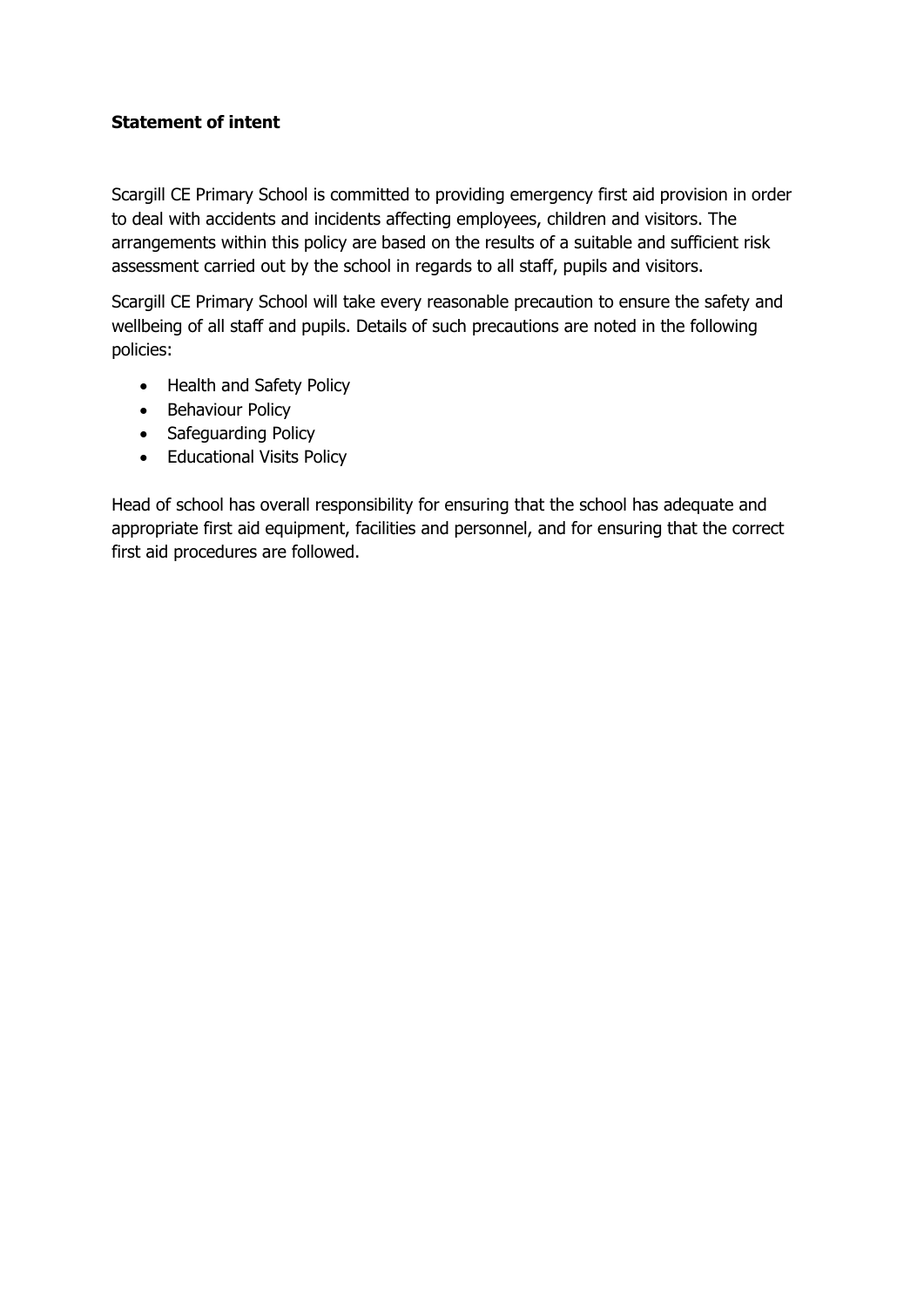## Statement of intent

Scargill CE Primary School is committed to providing emergency first aid provision in order to deal with accidents and incidents affecting employees, children and visitors. The arrangements within this policy are based on the results of a suitable and sufficient risk assessment carried out by the school in regards to all staff, pupils and visitors.

Scargill CE Primary School will take every reasonable precaution to ensure the safety and wellbeing of all staff and pupils. Details of such precautions are noted in the following policies:

- Health and Safety Policy
- Behaviour Policy
- Safeguarding Policy
- Educational Visits Policy

Head of school has overall responsibility for ensuring that the school has adequate and appropriate first aid equipment, facilities and personnel, and for ensuring that the correct first aid procedures are followed.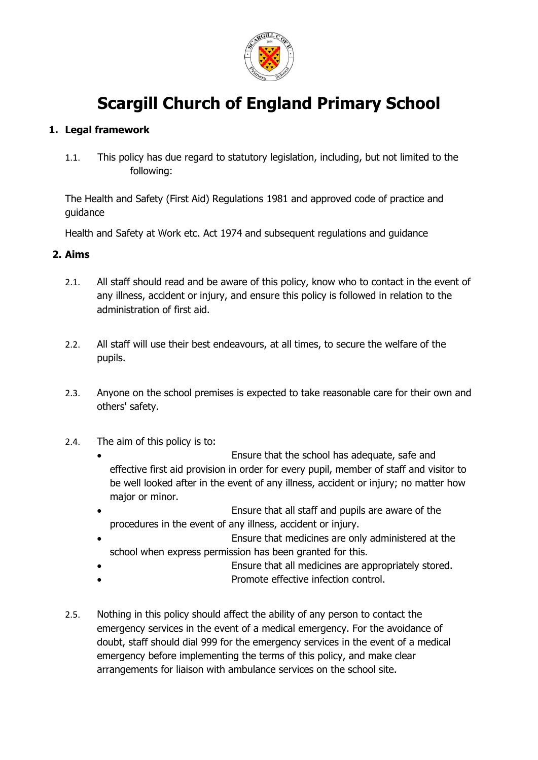# Scargill Church of England Primary School

## 1. Legal framework

1.1. This policy has due regard to statutory legislation, including, but not limited to the following:

The Health and Safety (First Aid) Regulations 1981 and approved code of practice and guidance

Health and Safety at Work etc. Act 1974 and subsequent regulations and guidance

## 2. Aims

2.1. All staff should read and be aware of this policy, know who to contact in the event of any illness, accident or injury, and ensure this policy is followed in relation to the administration of first aid.

2.2. All staff will use their best endeavours, at all times, to secure the welfare of the pupils.

2.3. Anyone on the school premises is expected to take reasonable care for their own and others' safety.

2.4. The aim of this policy is to:

- Ensure that the school has adequate, safe and effective first aid provision in order for every pupil, member of staff and visitor to be well looked after in the event of any illness, accident or injury; no matter how major or minor.
- Ensure that all staff and pupils are aware of the procedures in the event of any illness, accident or injury.
- Ensure that medicines are only administered at the school when express permission has been granted for this.
- Ensure that all medicines are appropriately stored.
- Promote effective infection control.

2.5. Nothing in this policy should affect the ability of any person to contact the emergency services in the event of a medical emergency. For the avoidance of doubt, staff should dial 999 for the emergency services in the event of a medical emergency before implementing the terms of this policy, and make clear arrangements for liaison with ambulance services on the school site.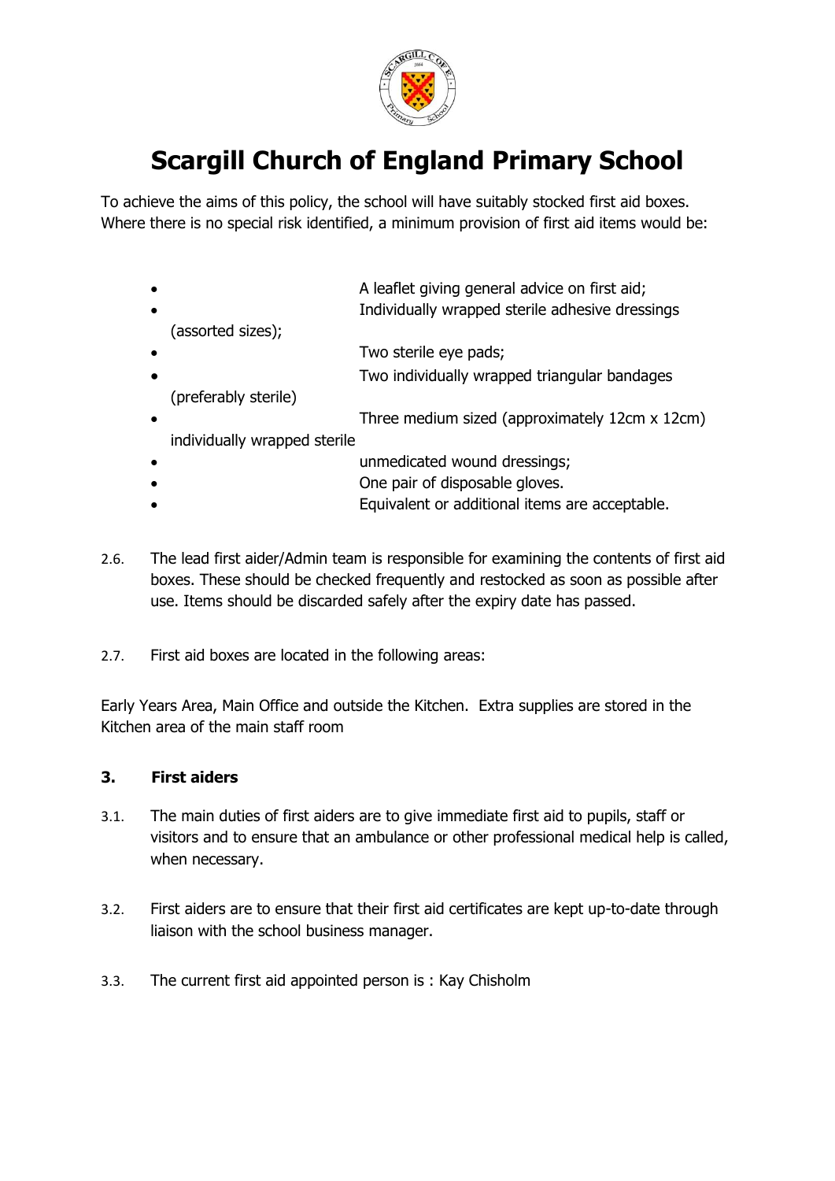# Scargill Church of England Primary School

To achieve the aims of this policy, the school will have suitably stocked first aid boxes. Where there is no special risk identified, a minimum provision of first aid items would be:

- A leaflet giving general advice on first aid;
- Individually wrapped sterile adhesive dressings (assorted sizes);
- Two sterile eye pads;
- Two individually wrapped triangular bandages (preferably sterile)
- Three medium sized (approximately 12cm x 12cm) individually wrapped sterile
- unmedicated wound dressings;
- One pair of disposable gloves.
- Equivalent or additional items are acceptable.

2.6. The lead first aider/Admin team is responsible for examining the contents of first aid boxes. These should be checked frequently and restocked as soon as possible after use. Items should be discarded safely after the expiry date has passed.

2.7. First aid boxes are located in the following areas:

Early Years Area, Main Office and outside the Kitchen. Extra supplies are stored in the Kitchen area of the main staff room

### 3. First aiders

3.1. The main duties of first aiders are to give immediate first aid to pupils, staff or visitors and to ensure that an ambulance or other professional medical help is called, when necessary.

3.2. First aiders are to ensure that their first aid certificates are kept up-to-date through liaison with the school business manager.

3.3. The current first aid appointed person is : Kay Chisholm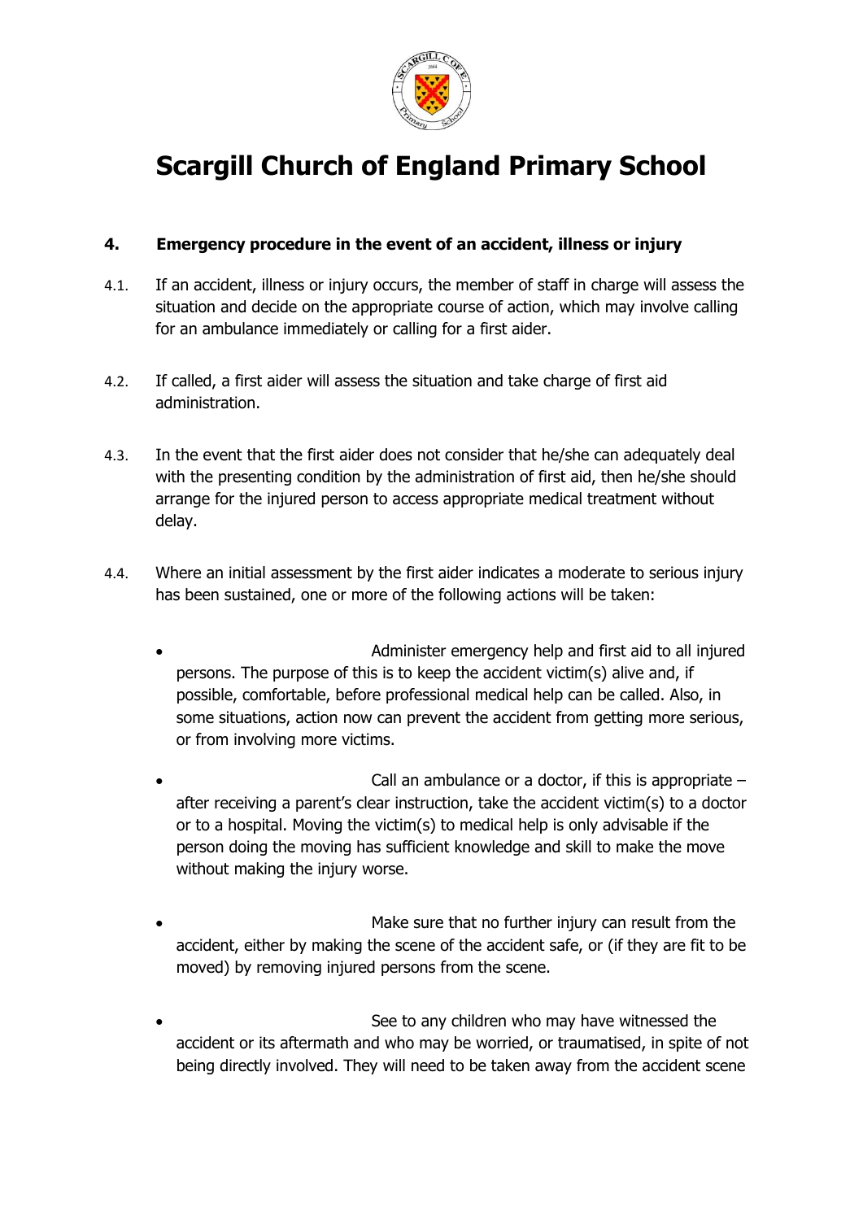# Scargill Church of England Primary School

## 4. Emergency procedure in the event of an accident, illness or injury

4.1. If an accident, illness or injury occurs, the member of staff in charge will assess the situation and decide on the appropriate course of action, which may involve calling for an ambulance immediately or calling for a first aider.

4.2. If called, a first aider will assess the situation and take charge of first aid administration.

4.3. In the event that the first aider does not consider that he/she can adequately deal with the presenting condition by the administration of first aid, then he/she should arrange for the injured person to access appropriate medical treatment without delay.

4.4. Where an initial assessment by the first aider indicates a moderate to serious injury has been sustained, one or more of the following actions will be taken:

- Administer emergency help and first aid to all injured persons. The purpose of this is to keep the accident victim(s) alive and, if possible, comfortable, before professional medical help can be called. Also, in some situations, action now can prevent the accident from getting more serious, or from involving more victims.
- Call an ambulance or a doctor, if this is appropriate – after receiving a parent's clear instruction, take the accident victim(s) to a doctor or to a hospital. Moving the victim(s) to medical help is only advisable if the person doing the moving has sufficient knowledge and skill to make the move without making the injury worse.
- Make sure that no further injury can result from the accident, either by making the scene of the accident safe, or (if they are fit to be moved) by removing injured persons from the scene.
- See to any children who may have witnessed the accident or its aftermath and who may be worried, or traumatised, in spite of not being directly involved. They will need to be taken away from the accident scene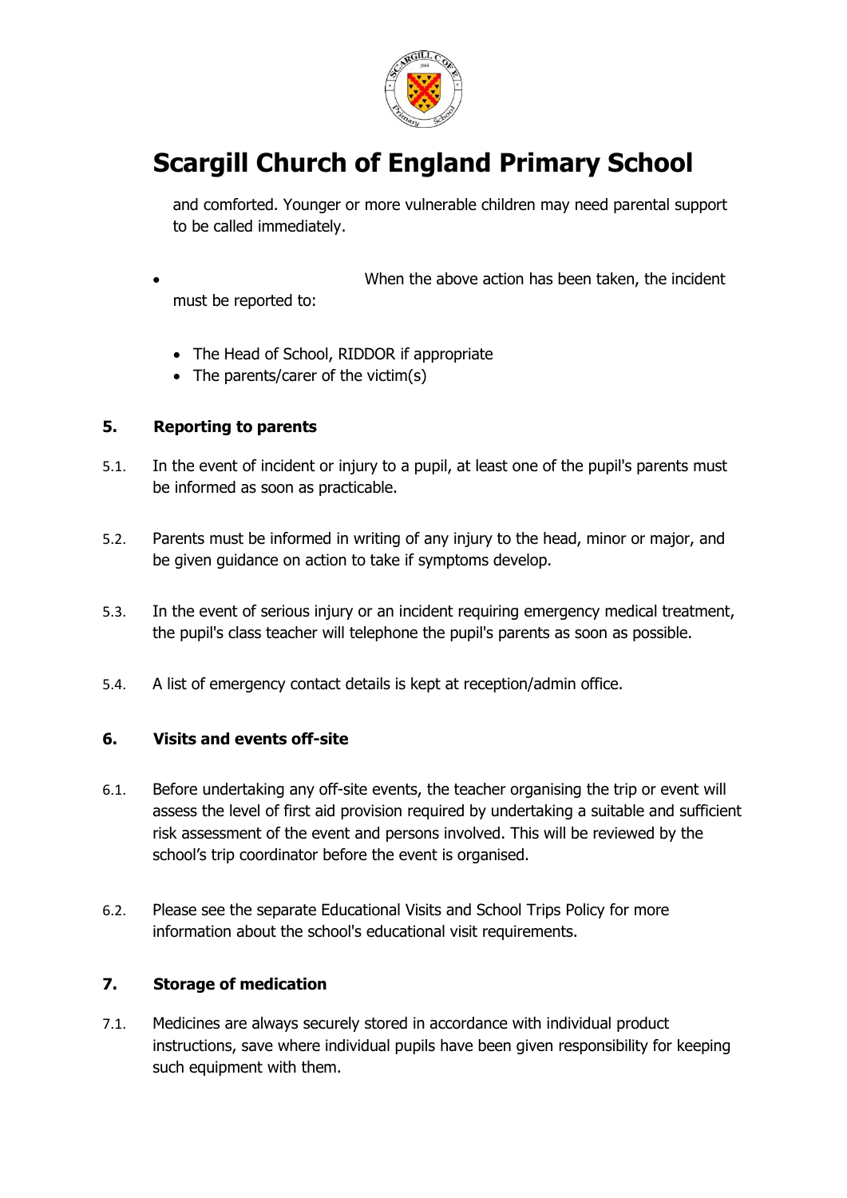and comforted. Younger or more vulnerable children may need parental support to be called immediately.

- When the above action has been taken, the incident must be reported to:
  - The Head of School, RIDDOR if appropriate
  - The parents/carer of the victim(s)

## 5. Reporting to parents

5.1. In the event of incident or injury to a pupil, at least one of the pupil's parents must be informed as soon as practicable.

5.2. Parents must be informed in writing of any injury to the head, minor or major, and be given guidance on action to take if symptoms develop.

5.3. In the event of serious injury or an incident requiring emergency medical treatment, the pupil's class teacher will telephone the pupil's parents as soon as possible.

5.4. A list of emergency contact details is kept at reception/admin office.

## 6. Visits and events off-site

6.1. Before undertaking any off-site events, the teacher organising the trip or event will assess the level of first aid provision required by undertaking a suitable and sufficient risk assessment of the event and persons involved. This will be reviewed by the school's trip coordinator before the event is organised.

6.2. Please see the separate Educational Visits and School Trips Policy for more information about the school's educational visit requirements.

## 7. Storage of medication

7.1. Medicines are always securely stored in accordance with individual product instructions, save where individual pupils have been given responsibility for keeping such equipment with them.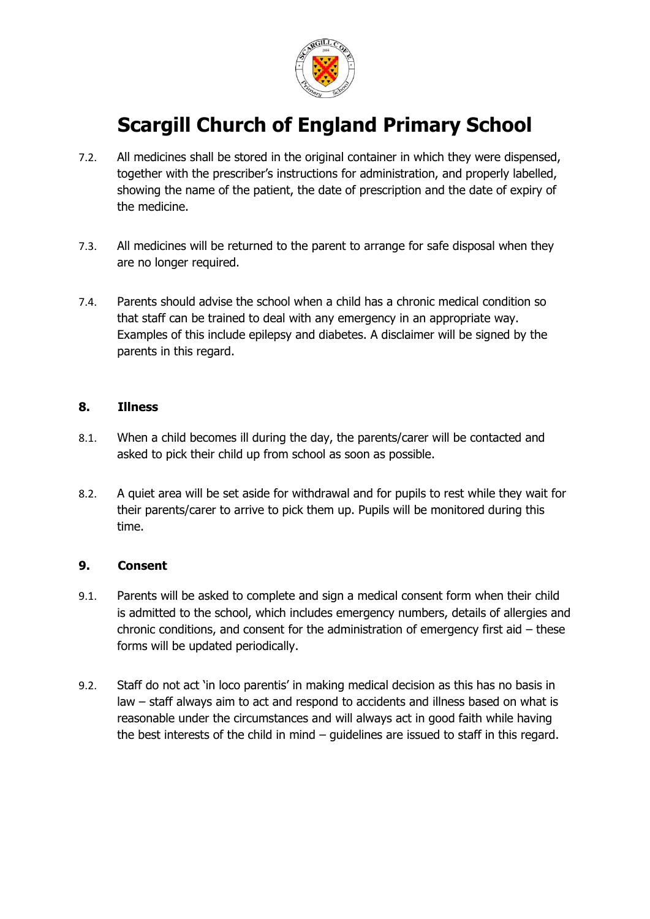7.2. All medicines shall be stored in the original container in which they were dispensed, together with the prescriber's instructions for administration, and properly labelled, showing the name of the patient, the date of prescription and the date of expiry of the medicine.

7.3. All medicines will be returned to the parent to arrange for safe disposal when they are no longer required.

7.4. Parents should advise the school when a child has a chronic medical condition so that staff can be trained to deal with any emergency in an appropriate way. Examples of this include epilepsy and diabetes. A disclaimer will be signed by the parents in this regard.

## 8. Illness

8.1. When a child becomes ill during the day, the parents/carer will be contacted and asked to pick their child up from school as soon as possible.

8.2. A quiet area will be set aside for withdrawal and for pupils to rest while they wait for their parents/carer to arrive to pick them up. Pupils will be monitored during this time.

## 9. Consent

9.1. Parents will be asked to complete and sign a medical consent form when their child is admitted to the school, which includes emergency numbers, details of allergies and chronic conditions, and consent for the administration of emergency first aid – these forms will be updated periodically.

9.2. Staff do not act 'in loco parentis' in making medical decision as this has no basis in law – staff always aim to act and respond to accidents and illness based on what is reasonable under the circumstances and will always act in good faith while having the best interests of the child in mind – guidelines are issued to staff in this regard.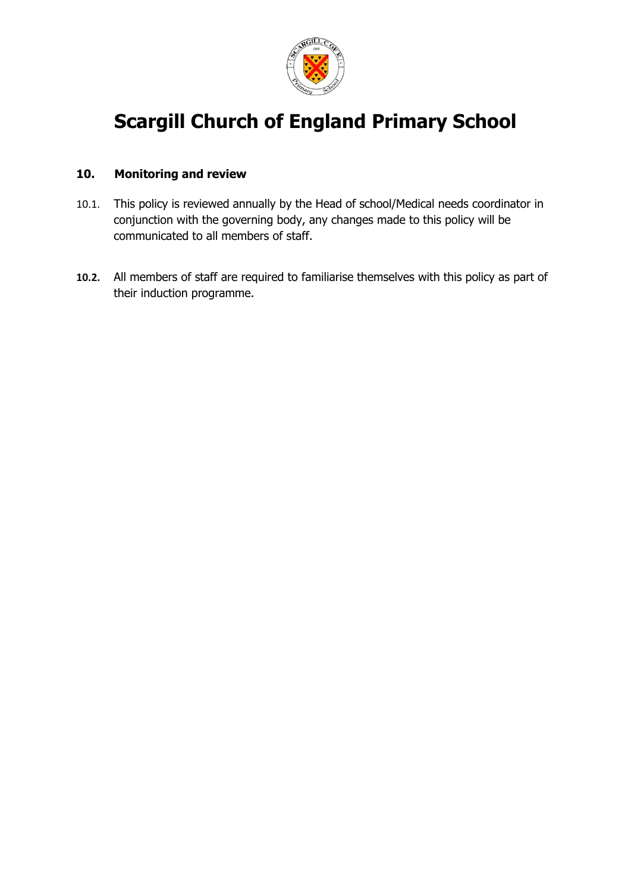# Scargill Church of England Primary School

## 10. Monitoring and review

10.1. This policy is reviewed annually by the Head of school/Medical needs coordinator in conjunction with the governing body, any changes made to this policy will be communicated to all members of staff.

**10.2.** All members of staff are required to familiarise themselves with this policy as part of their induction programme.